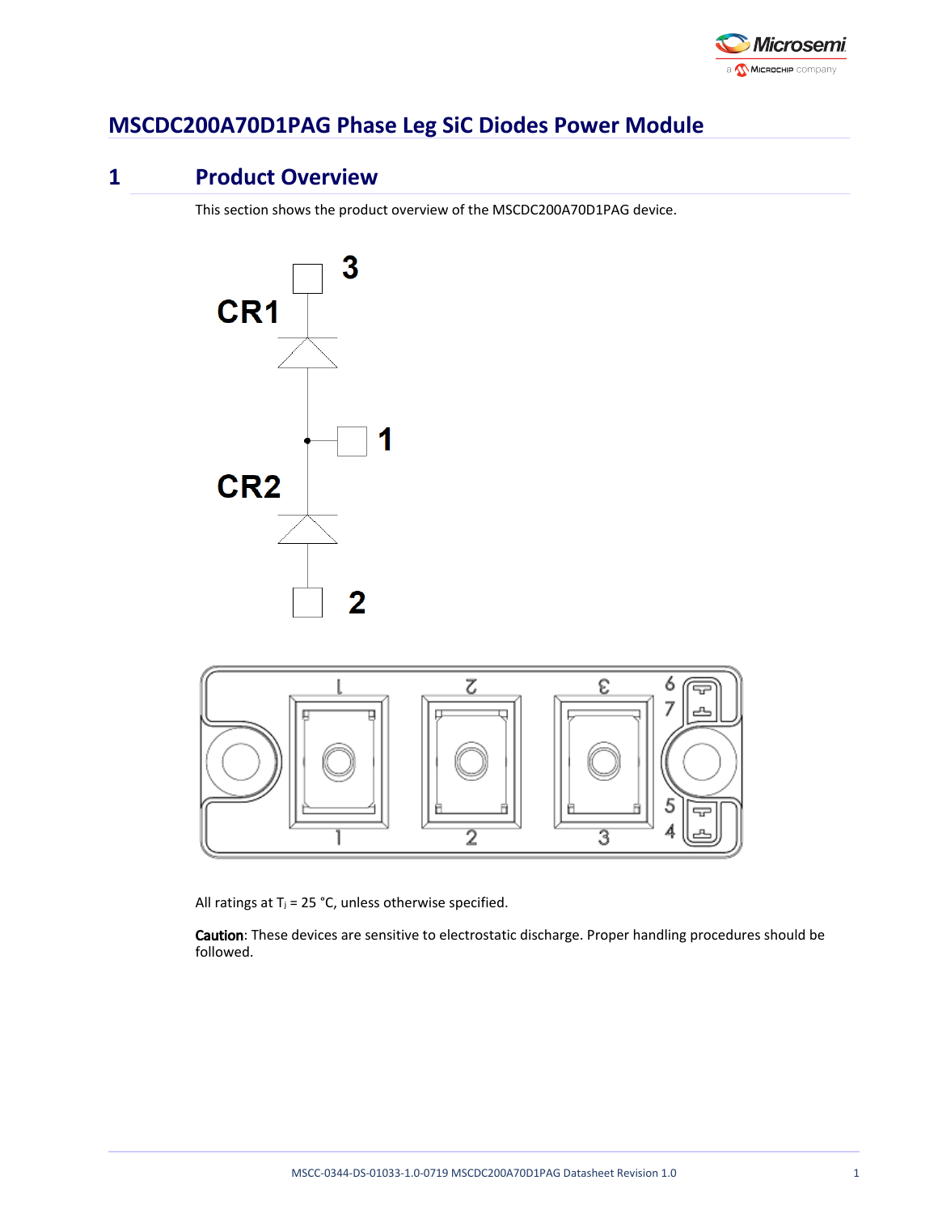# MSCDC200A70D1PAG Phase Leg SiC Diodes Power Module

## 1 Product Overview

This section shows the product overview of the MSCDC200A70D1PAG device.

All ratings at $T_j$ = 25 °C, unless otherwise specified.

**Caution**: These devices are sensitive to electrostatic discharge. Proper handling procedures should be followed.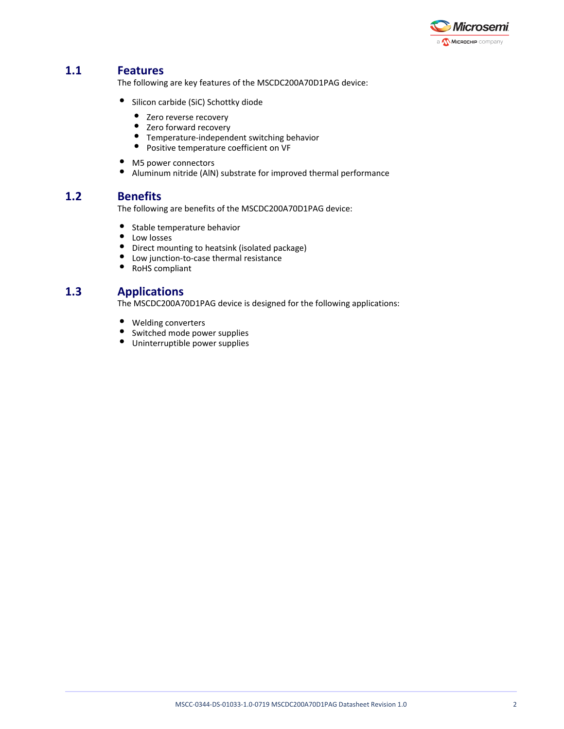## 1.1 Features

The following are key features of the MSCDC200A70D1PAG device:

- Silicon carbide (SiC) Schottky diode
  - Zero reverse recovery
  - Zero forward recovery
  - Temperature-independent switching behavior
  - Positive temperature coefficient on VF
- M5 power connectors
- Aluminum nitride (AlN) substrate for improved thermal performance

## 1.2 Benefits

The following are benefits of the MSCDC200A70D1PAG device:

- Stable temperature behavior
- Low losses
- Direct mounting to heatsink (isolated package)
- Low junction-to-case thermal resistance
- RoHS compliant

## 1.3 Applications

The MSCDC200A70D1PAG device is designed for the following applications:

- Welding converters
- Switched mode power supplies
- Uninterruptible power supplies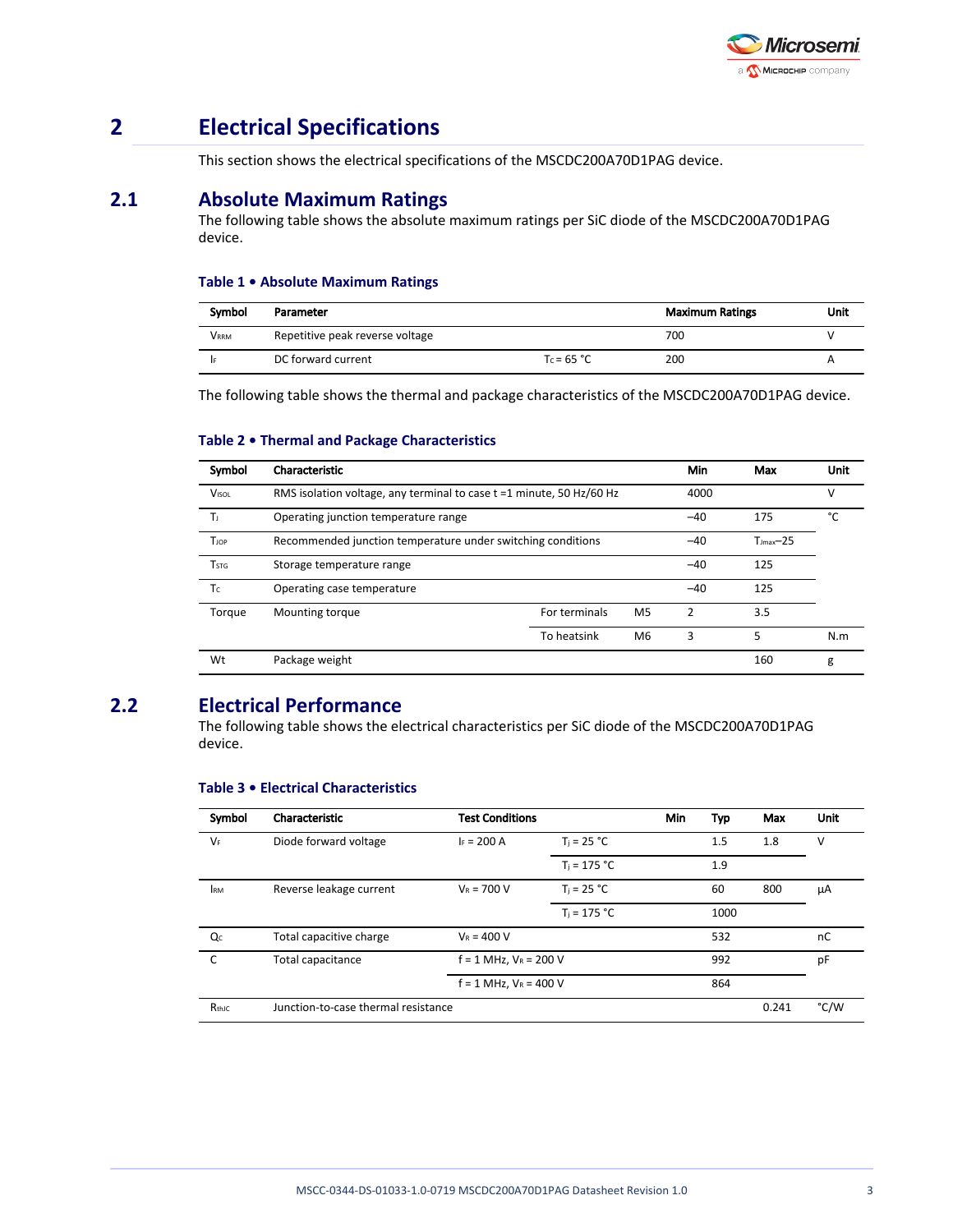# 2 Electrical Specifications

This section shows the electrical specifications of the MSCDC200A70D1PAG device.

## 2.1 Absolute Maximum Ratings

The following table shows the absolute maximum ratings per SiC diode of the MSCDC200A70D1PAG device.

**Table 1 • Absolute Maximum Ratings**

| Symbol | Parameter | | Maximum Ratings | Unit |
|---|---|---|---|---|
| $V_{RRM}$ | Repetitive peak reverse voltage | | 700 | V |
| $I_F$ | DC forward current | $T_C$ = 65 °C | 200 | A |

The following table shows the thermal and package characteristics of the MSCDC200A70D1PAG device.

**Table 2 • Thermal and Package Characteristics**

| Symbol | Characteristic | | | Min | Max | Unit |
|---|---|---|---|---|---|---|
| $V_{ISOL}$ | RMS isolation voltage, any terminal to case t =1 minute, 50 Hz/60 Hz | | | 4000 | | V |
| $T_J$ | Operating junction temperature range | | | –40 | 175 | °C |
| $T_{JOP}$ | Recommended junction temperature under switching conditions | | | –40 | $T_{Jmax}$–25 | |
| $T_{STG}$ | Storage temperature range | | | –40 | 125 | |
| $T_C$ | Operating case temperature | | | –40 | 125 | |
| Torque | Mounting torque | For terminals | M5 | 2 | 3.5 | |
| | | To heatsink | M6 | 3 | 5 | N.m |
| Wt | Package weight | | | | 160 | g |

## 2.2 Electrical Performance

The following table shows the electrical characteristics per SiC diode of the MSCDC200A70D1PAG device.

**Table 3 • Electrical Characteristics**

| Symbol | Characteristic | Test Conditions | | Min | Typ | Max | Unit |
|---|---|---|---|---|---|---|---|
| $V_F$ | Diode forward voltage | $I_F$ = 200 A | $T_j$ = 25 °C | | 1.5 | 1.8 | V |
| | | | $T_j$ = 175 °C | | 1.9 | | |
| $I_{RM}$ | Reverse leakage current | $V_R$ = 700 V | $T_j$ = 25 °C | | 60 | 800 | µA |
| | | | $T_j$ = 175 °C | | 1000 | | |
| $Q_C$ | Total capacitive charge | $V_R$ = 400 V | | | 532 | | nC |
| C | Total capacitance | f = 1 MHz, $V_R$ = 200 V | | | 992 | | pF |
| | | f = 1 MHz, $V_R$ = 400 V | | | 864 | | |
| $R_{thJC}$ | Junction-to-case thermal resistance | | | | | 0.241 | °C/W |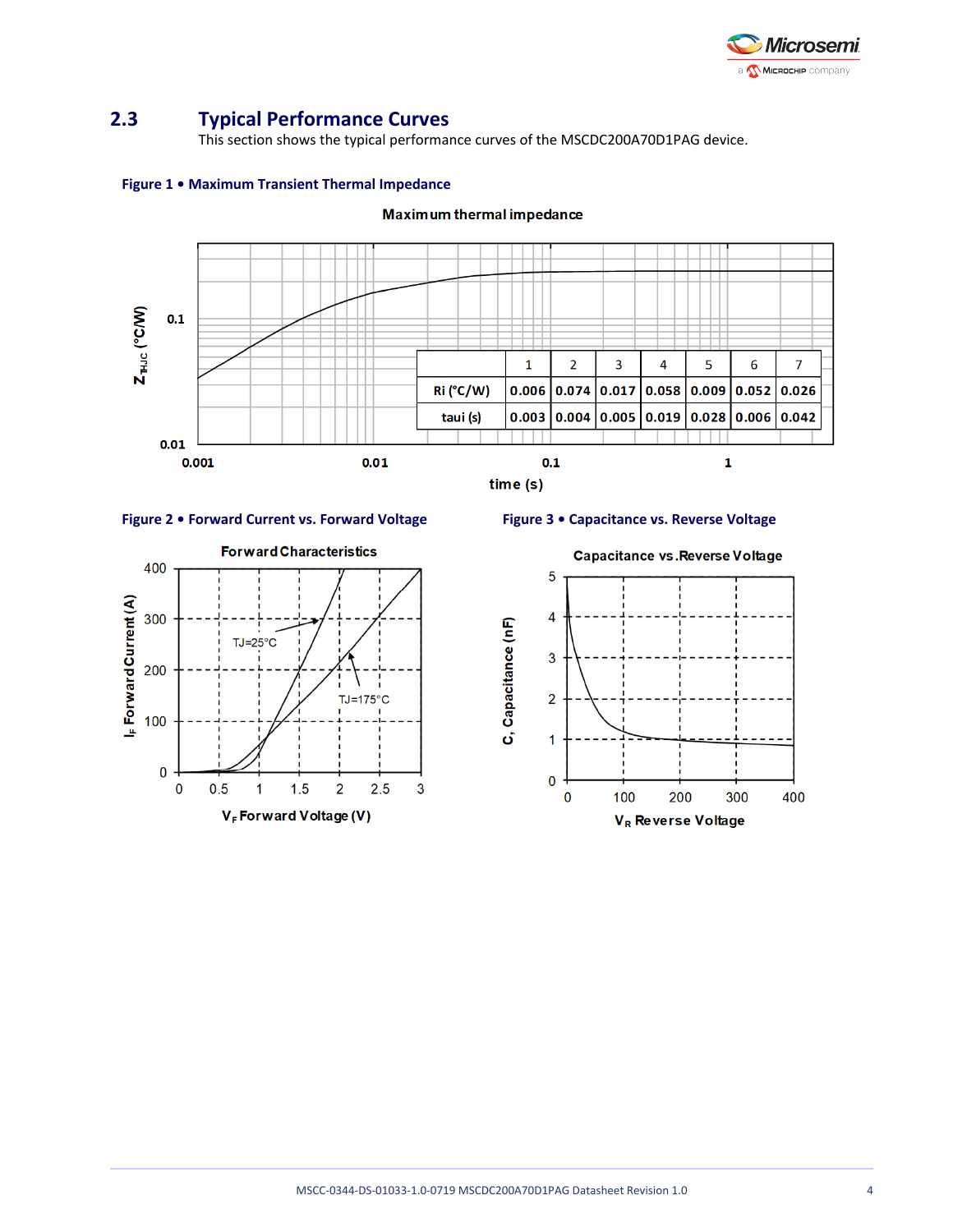## 2.3 Typical Performance Curves

This section shows the typical performance curves of the MSCDC200A70D1PAG device.

**Figure 1 • Maximum Transient Thermal Impedance**

Maximum thermal impedance

|  | 1 | 2 | 3 | 4 | 5 | 6 | 7 |
|---|---|---|---|---|---|---|---|
| Ri (°C/W) | 0.006 | 0.074 | 0.017 | 0.058 | 0.009 | 0.052 | 0.026 |
| taui (s) | 0.003 | 0.004 | 0.005 | 0.019 | 0.028 | 0.006 | 0.042 |

**Figure 2 • Forward Current vs. Forward Voltage**

**Figure 3 • Capacitance vs. Reverse Voltage**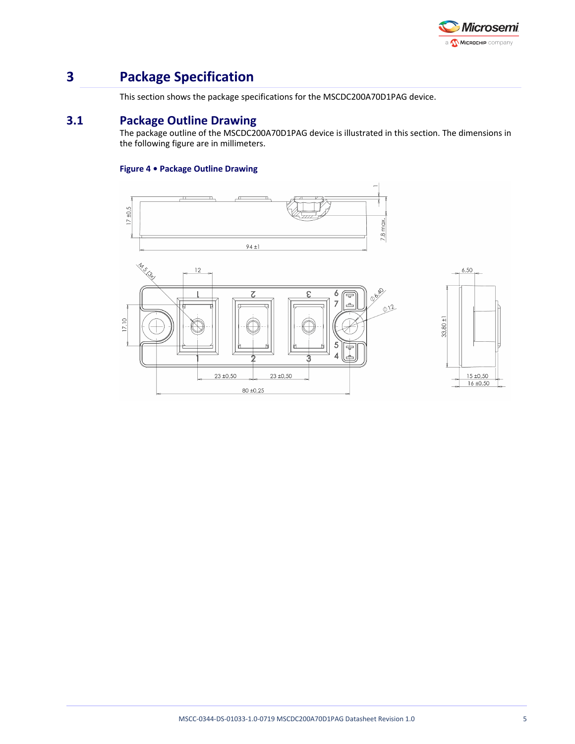# 3 Package Specification

This section shows the package specifications for the MSCDC200A70D1PAG device.

## 3.1 Package Outline Drawing

The package outline of the MSCDC200A70D1PAG device is illustrated in this section. The dimensions in the following figure are in millimeters.

**Figure 4 • Package Outline Drawing**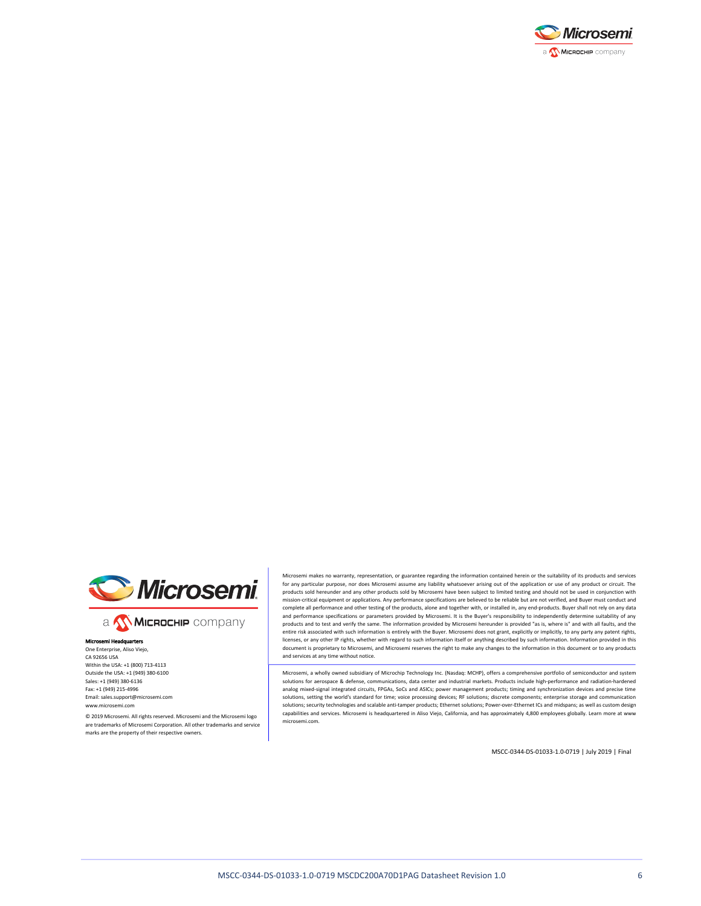**Microsemi Headquarters**
One Enterprise, Aliso Viejo,
CA 92656 USA
Within the USA: +1 (800) 713-4113
Outside the USA: +1 (949) 380-6100
Sales: +1 (949) 380-6136
Fax: +1 (949) 215-4996
Email: sales.support@microsemi.com
www.microsemi.com

© 2019 Microsemi. All rights reserved. Microsemi and the Microsemi logo are trademarks of Microsemi Corporation. All other trademarks and service marks are the property of their respective owners.

Microsemi makes no warranty, representation, or guarantee regarding the information contained herein or the suitability of its products and services for any particular purpose, nor does Microsemi assume any liability whatsoever arising out of the application or use of any product or circuit. The products sold hereunder and any other products sold by Microsemi have been subject to limited testing and should not be used in conjunction with mission-critical equipment or applications. Any performance specifications are believed to be reliable but are not verified, and Buyer must conduct and complete all performance and other testing of the products, alone and together with, or installed in, any end-products. Buyer shall not rely on any data and performance specifications or parameters provided by Microsemi. It is the Buyer's responsibility to independently determine suitability of any products and to test and verify the same. The information provided by Microsemi hereunder is provided "as is, where is" and with all faults, and the entire risk associated with such information is entirely with the Buyer. Microsemi does not grant, explicitly or implicitly, to any party any patent rights, licenses, or any other IP rights, whether with regard to such information itself or anything described by such information. Information provided in this document is proprietary to Microsemi, and Microsemi reserves the right to make any changes to the information in this document or to any products and services at any time without notice.

Microsemi, a wholly owned subsidiary of Microchip Technology Inc. (Nasdaq: MCHP), offers a comprehensive portfolio of semiconductor and system solutions for aerospace & defense, communications, data center and industrial markets. Products include high-performance and radiation-hardened analog mixed-signal integrated circuits, FPGAs, SoCs and ASICs; power management products; timing and synchronization devices and precise time solutions, setting the world's standard for time; voice processing devices; RF solutions; discrete components; enterprise storage and communication solutions; security technologies and scalable anti-tamper products; Ethernet solutions; Power-over-Ethernet ICs and midspans; as well as custom design capabilities and services. Microsemi is headquartered in Aliso Viejo, California, and has approximately 4,800 employees globally. Learn more at www microsemi.com.

MSCC-0344-DS-01033-1.0-0719 | July 2019 | Final